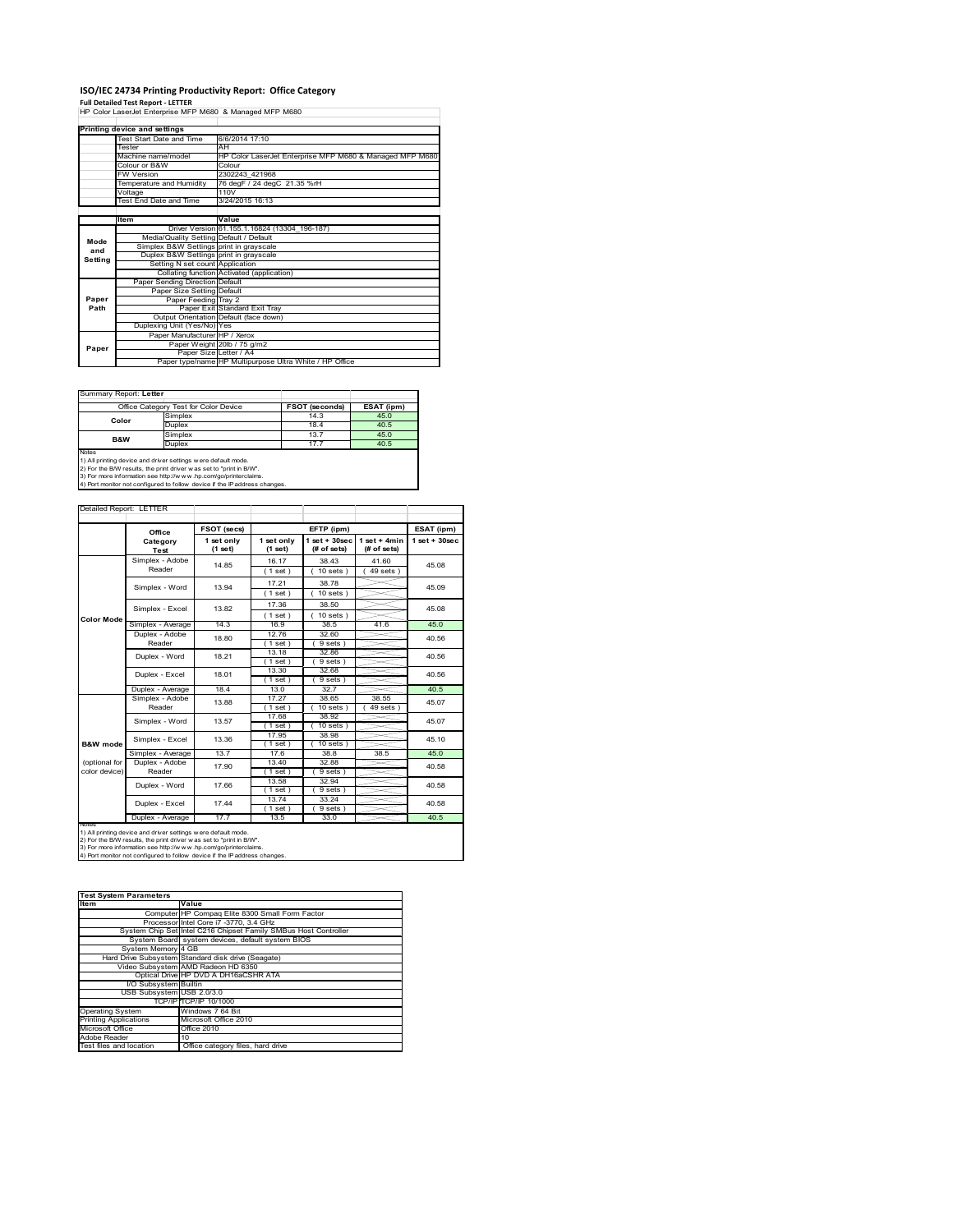# ISO/IEC 24734 Printing Productivity Report: Office Category

**Full Detailed Test Report - LETTER**

HP Color LaserJet Enterprise MFP M680 & Managed MFP M680

| Printing device and settings | |
|---|---|
| Test Start Date and Time | 6/6/2014 17:10 |
| Tester | AH |
| Machine name/model | HP Color LaserJet Enterprise MFP M680 & Managed MFP M680 |
| Colour or B&W | Colour |
| FW Version | 2302243_421968 |
| Temperature and Humidity | 76 degF / 24 degC 21.35 %rH |
| Voltage | 110V |
| Test End Date and Time | 3/24/2015 16:13 |

| | Item | Value |
|---|---|---|
| | Driver Version | 61.155.1.16824 (13304_196-187) |
| Mode and Setting | Media/Quality Setting | Default / Default |
| | Simplex B&W Settings | print in grayscale |
| | Duplex B&W Settings | print in grayscale |
| | Setting N set count | Application |
| | Collating function | Activated (application) |
| Paper Path | Paper Sending Direction | Default |
| | Paper Size Setting | Default |
| | Paper Feeding | Tray 2 |
| | Paper Exit | Standard Exit Tray |
| | Output Orientation | Default (face down) |
| | Duplexing Unit (Yes/No) | Yes |
| Paper | Paper Manufacturer | HP / Xerox |
| | Paper Weight | 20lb / 75 g/m2 |
| | Paper Size | Letter / A4 |
| | Paper type/name | HP Multipurpose Ultra White / HP Office |

Summary Report: **Letter**

| Office Category Test for Color Device | | FSOT (seconds) | ESAT (ipm) |
|---|---|---|---|
| Color | Simplex | 14.3 | 45.0 |
| | Duplex | 18.4 | 40.5 |
| B&W | Simplex | 13.7 | 45.0 |
| | Duplex | 17.7 | 40.5 |

Notes
1) All printing device and driver settings were default mode.
2) For the B/W results, the print driver was set to "print in B/W".
3) For more information see http://www.hp.com/go/printerclaims.
4) Port monitor not configured to follow device if the IP address changes.

Detailed Report: LETTER

| | Office Category Test | FSOT (secs) 1 set only (1 set) | EFTP (ipm) 1 set only (1 set) | EFTP (ipm) 1 set + 30sec (# of sets) | EFTP (ipm) 1 set + 4min (# of sets) | ESAT (ipm) 1 set + 30sec |
|---|---|---|---|---|---|---|
| Color Mode | Simplex - Adobe Reader | 14.85 | 16.17 (1 set) | 38.43 (10 sets) | 41.60 (49 sets) | 45.08 |
| | Simplex - Word | 13.94 | 17.21 (1 set) | 38.78 (10 sets) | | 45.09 |
| | Simplex - Excel | 13.82 | 17.36 (1 set) | 38.50 (10 sets) | | 45.08 |
| | Simplex - Average | 14.3 | 16.9 | 38.5 | 41.6 | 45.0 |
| | Duplex - Adobe Reader | 18.80 | 12.76 (1 set) | 32.60 (9 sets) | | 40.56 |
| | Duplex - Word | 18.21 | 13.18 (1 set) | 32.86 (9 sets) | | 40.56 |
| | Duplex - Excel | 18.01 | 13.30 (1 set) | 32.68 (9 sets) | | 40.56 |
| | Duplex - Average | 18.4 | 13.0 | 32.7 | | 40.5 |
| B&W mode (optional for color device) | Simplex - Adobe Reader | 13.88 | 17.27 (1 set) | 38.65 (10 sets) | 38.55 (49 sets) | 45.07 |
| | Simplex - Word | 13.57 | 17.68 (1 set) | 38.92 (10 sets) | | 45.07 |
| | Simplex - Excel | 13.36 | 17.95 (1 set) | 38.98 (10 sets) | | 45.10 |
| | Simplex - Average | 13.7 | 17.6 | 38.8 | 38.5 | 45.0 |
| | Duplex - Adobe Reader | 17.90 | 13.40 (1 set) | 32.88 (9 sets) | | 40.58 |
| | Duplex - Word | 17.66 | 13.58 (1 set) | 32.94 (9 sets) | | 40.58 |
| | Duplex - Excel | 17.44 | 13.74 (1 set) | 33.24 (9 sets) | | 40.58 |
| | Duplex - Average | 17.7 | 13.5 | 33.0 | | 40.5 |

Notes
1) All printing device and driver settings were default mode.
2) For the B/W results, the print driver was set to "print in B/W".
3) For more information see http://www.hp.com/go/printerclaims.
4) Port monitor not configured to follow device if the IP address changes.

| Test System Parameters | |
|---|---|
| Item | Value |
| Computer | HP Compaq Elite 8300 Small Form Factor |
| Processor | Intel Core i7 -3770, 3.4 GHz |
| System Chip Set | Intel C216 Chipset Family SMBus Host Controller |
| System Board | system devices, default system BIOS |
| System Memory | 4 GB |
| Hard Drive Subsystem | Standard disk drive (Seagate) |
| Video Subsystem | AMD Radeon HD 6350 |
| Optical Drive | HP DVD A DH16aCSHR ATA |
| I/O Subsystem | Builtin |
| USB Subsystem | USB 2.0/3.0 |
| TCP/IP | TCP/IP 10/1000 |
| Operating System | Windows 7 64 Bit |
| Printing Applications | Microsoft Office 2010 |
| Microsoft Office | Office 2010 |
| Adobe Reader | 10 |
| Test files and location | Office category files, hard drive |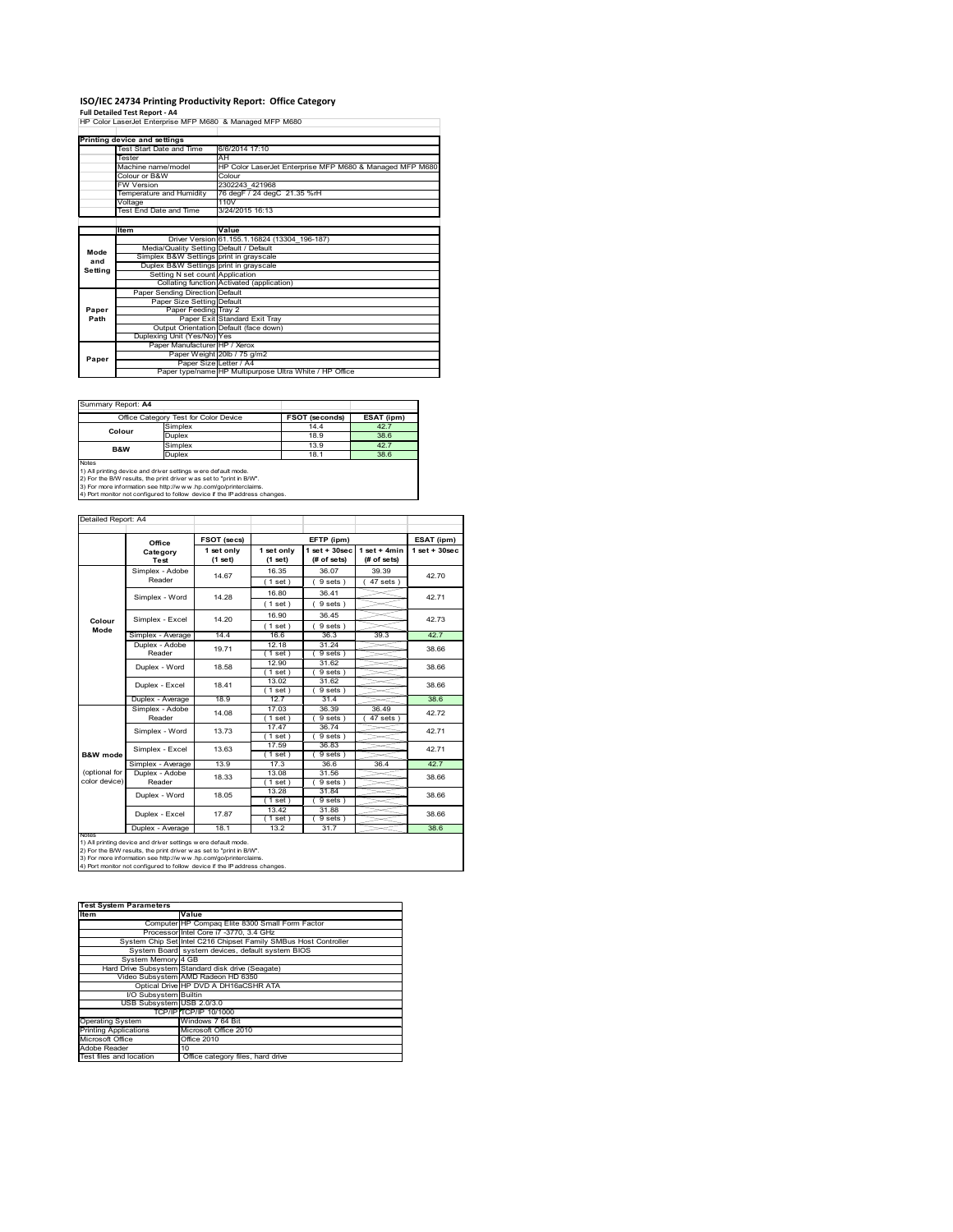# ISO/IEC 24734 Printing Productivity Report: Office Category

**Full Detailed Test Report - A4**

HP Color LaserJet Enterprise MFP M680 & Managed MFP M680

| Printing device and settings | |
|---|---|
| Test Start Date and Time | 6/6/2014 17:10 |
| Tester | AH |
| Machine name/model | HP Color LaserJet Enterprise MFP M680 & Managed MFP M680 |
| Colour or B&W | Colour |
| FW Version | 2302243_421968 |
| Temperature and Humidity | 76 degF / 24 degC 21.35 %rH |
| Voltage | 110V |
| Test End Date and Time | 3/24/2015 16:13 |

| | Item | Value |
|---|---|---|
| Mode and Setting | Driver Version | 61.155.1.16824 (13304_196-187) |
| | Media/Quality Setting | Default / Default |
| | Simplex B&W Settings | print in grayscale |
| | Duplex B&W Settings | print in grayscale |
| | Setting N set count | Application |
| | Collating function | Activated (application) |
| Paper Path | Paper Sending Direction | Default |
| | Paper Size Setting | Default |
| | Paper Feeding | Tray 2 |
| | Paper Exit | Standard Exit Tray |
| | Output Orientation | Default (face down) |
| | Duplexing Unit (Yes/No) | Yes |
| Paper | Paper Manufacturer | HP / Xerox |
| | Paper Weight | 20lb / 75 g/m2 |
| | Paper Size | Letter / A4 |
| | Paper type/name | HP Multipurpose Ultra White / HP Office |

Summary Report: **A4**

| Office Category Test for Color Device | | FSOT (seconds) | ESAT (ipm) |
|---|---|---|---|
| Colour | Simplex | 14.4 | 42.7 |
| | Duplex | 18.9 | 38.6 |
| B&W | Simplex | 13.9 | 42.7 |
| | Duplex | 18.1 | 38.6 |

Notes
1) All printing device and driver settings were default mode.
2) For the B/W results, the print driver was set to "print in B/W".
3) For more information see http://www.hp.com/go/printerclaims.
4) Port monitor not configured to follow device if the IP address changes.

Detailed Report: A4

| | Office Category Test | FSOT (secs) 1 set only (1 set) | EFTP (ipm) 1 set only (1 set) | EFTP (ipm) 1 set + 30sec (# of sets) | EFTP (ipm) 1 set + 4min (# of sets) | ESAT (ipm) 1 set + 30sec |
|---|---|---|---|---|---|---|
| Colour Mode | Simplex - Adobe Reader | 14.67 | 16.35 (1 set) | 36.07 (9 sets) | 39.39 (47 sets) | 42.70 |
| | Simplex - Word | 14.28 | 16.80 (1 set) | 36.41 (9 sets) | | 42.71 |
| | Simplex - Excel | 14.20 | 16.90 (1 set) | 36.45 (9 sets) | | 42.73 |
| | Simplex - Average | 14.4 | 16.6 | 36.3 | 39.3 | 42.7 |
| | Duplex - Adobe Reader | 19.71 | 12.18 (1 set) | 31.24 (9 sets) | | 38.66 |
| | Duplex - Word | 18.58 | 12.90 (1 set) | 31.62 (9 sets) | | 38.66 |
| | Duplex - Excel | 18.41 | 13.02 (1 set) | 31.62 (9 sets) | | 38.66 |
| | Duplex - Average | 18.9 | 12.7 | 31.4 | | 38.6 |
| B&W mode (optional for color device) | Simplex - Adobe Reader | 14.08 | 17.03 (1 set) | 36.39 (9 sets) | 36.49 (47 sets) | 42.72 |
| | Simplex - Word | 13.73 | 17.47 (1 set) | 36.74 (9 sets) | | 42.71 |
| | Simplex - Excel | 13.63 | 17.59 (1 set) | 36.83 (9 sets) | | 42.71 |
| | Simplex - Average | 13.9 | 17.3 | 36.6 | 36.4 | 42.7 |
| | Duplex - Adobe Reader | 18.33 | 13.08 (1 set) | 31.56 (9 sets) | | 38.66 |
| | Duplex - Word | 18.05 | 13.28 (1 set) | 31.84 (9 sets) | | 38.66 |
| | Duplex - Excel | 17.87 | 13.42 (1 set) | 31.88 (9 sets) | | 38.66 |
| | Duplex - Average | 18.1 | 13.2 | 31.7 | | 38.6 |

Notes
1) All printing device and driver settings were default mode.
2) For the B/W results, the print driver was set to "print in B/W".
3) For more information see http://www.hp.com/go/printerclaims.
4) Port monitor not configured to follow device if the IP address changes.

| Test System Parameters | |
|---|---|
| **Item** | **Value** |
| Computer | HP Compaq Elite 8300 Small Form Factor |
| Processor | Intel Core i7 -3770, 3.4 GHz |
| System Chip Set | Intel C216 Chipset Family SMBus Host Controller |
| System Board | system devices, default system BIOS |
| System Memory | 4 GB |
| Hard Drive Subsystem | Standard disk drive (Seagate) |
| Video Subsystem | AMD Radeon HD 6350 |
| Optical Drive | HP DVD A DH16aCSHR ATA |
| I/O Subsystem | Builtin |
| USB Subsystem | USB 2.0/3.0 |
| TCP/IP | TCP/IP 10/1000 |
| Operating System | Windows 7 64 Bit |
| Printing Applications | Microsoft Office 2010 |
| Microsoft Office | Office 2010 |
| Adobe Reader | 10 |
| Test files and location | Office category files, hard drive |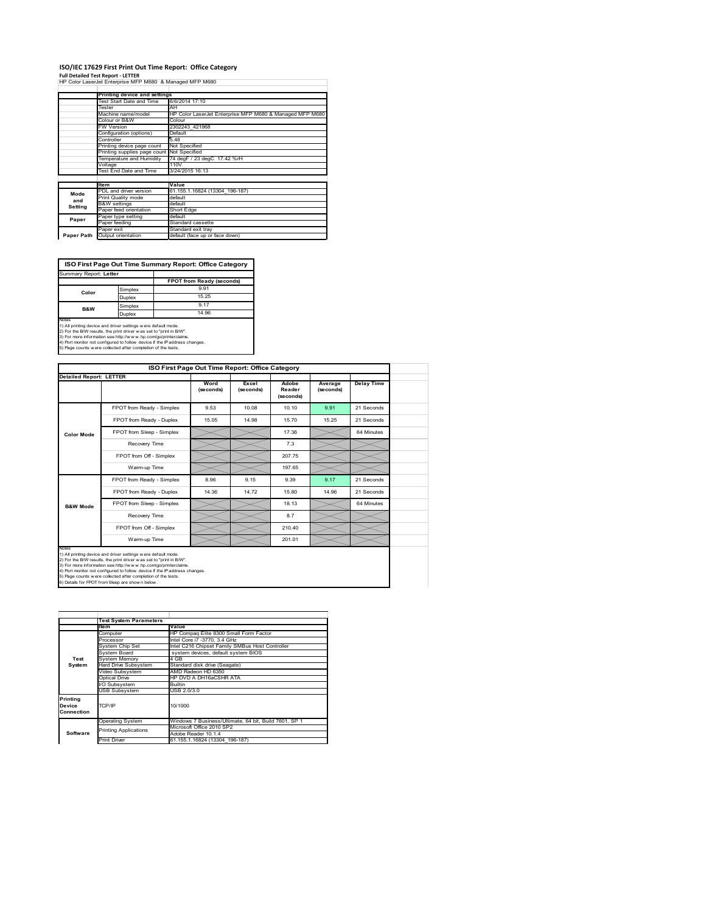# ISO/IEC 17629 First Print Out Time Report: Office Category

**Full Detailed Test Report - LETTER**

HP Color LaserJet Enterprise MFP M680 & Managed MFP M680

| | Printing device and settings | |
|---|---|---|
| | Test Start Date and Time | 6/6/2014 17:10 |
| | Tester | AH |
| | Machine name/model | HP Color LaserJet Enterprise MFP M680 & Managed MFP M680 |
| | Colour or B&W | Colour |
| | FW Version | 2302243_421968 |
| | Configuration (options) | Default |
| | Controller | 5.48 |
| | Printing device page count | Not Specified |
| | Printing supplies page count | Not Specified |
| | Temperature and Humidity | 74 degF / 23 degC 17.42 %rH |
| | Voltage | 110V |
| | Test End Date and Time | 3/24/2015 16:13 |

| | Item | Value |
|---|---|---|
| Mode and Setting | PDL and driver version | 61.155.1.16824 (13304_196-187) |
| | Print Quality mode | default |
| | B&W settings | default |
| | Paper feed orientation | Short Edge |
| Paper | Paper type setting | default |
| | Paper feeding | Standard cassette |
| | Paper exit | Standard exit tray |
| Paper Path | Output orientation | default (face up or face down) |

| ISO First Page Out Time Summary Report: Office Category | | |
|---|---|---|
| Summary Report: **Letter** | | |
| | | **FPOT from Ready (seconds)** |
| Color | Simplex | 9.91 |
| | Duplex | 15.25 |
| B&W | Simplex | 9.17 |
| | Duplex | 14.96 |

Notes
1) All printing device and driver settings were default mode.
2) For the B/W results, the print driver was set to "print in B/W".
3) For more information see http://www.hp.com/go/printerclaims.
4) Port monitor not configured to follow device if the IP address changes.
5) Page counts were collected after completion of the tests.

| ISO First Page Out Time Report: Office Category | | | | | | |
|---|---|---|---|---|---|---|
| **Detailed Report: LETTER** | | **Word (seconds)** | **Excel (seconds)** | **Adobe Reader (seconds)** | **Average (seconds)** | **Delay Time** |
| Color Mode | FPOT from Ready - Simplex | 9.53 | 10.08 | 10.10 | 9.91 | 21 Seconds |
| | FPOT from Ready - Duplex | 15.05 | 14.98 | 15.70 | 15.25 | 21 Seconds |
| | FPOT from Sleep - Simplex | | | 17.36 | | 64 Minutes |
| | Recovery Time | | | 7.3 | | |
| | FPOT from Off - Simplex | | | 207.75 | | |
| | Warm-up Time | | | 197.65 | | |
| B&W Mode | FPOT from Ready - Simplex | 8.96 | 9.15 | 9.39 | 9.17 | 21 Seconds |
| | FPOT from Ready - Duplex | 14.36 | 14.72 | 15.80 | 14.96 | 21 Seconds |
| | FPOT from Sleep - Simplex | | | 18.13 | | 64 Minutes |
| | Recovery Time | | | 8.7 | | |
| | FPOT from Off - Simplex | | | 210.40 | | |
| | Warm-up Time | | | 201.01 | | |

Notes
1) All printing device and driver settings were default mode.
2) For the B/W results, the print driver was set to "print in B/W".
3) For more information see http://www.hp.com/go/printerclaims.
4) Port monitor not configured to follow device if the IP address changes.
5) Page counts were collected after completion of the tests.
6) Details for FPOT from Sleep are shown below.

| | Test System Parameters | |
|---|---|---|
| | Item | Value |
| Test System | Computer | HP Compaq Elite 8300 Small Form Factor |
| | Processor | Intel Core i7 -3770, 3.4 GHz |
| | System Chip Set | Intel C216 Chipset Family SMBus Host Controller |
| | System Board | system devices, default system BIOS |
| | System Memory | 4 GB |
| | Hard Drive Subsystem | Standard disk drive (Seagate) |
| | Video Subsystem | AMD Radeon HD 6350 |
| | Optical Drive | HP DVD A DH16aCSHR ATA |
| | I/O Subsystem | Builtin |
| | USB Subsystem | USB 2.0/3.0 |
| Printing Device Connection | TCP/IP | 10/1000 |
| Software | Operating System | Windows 7 Business/Ultimate, 64 bit, Build 7601, SP 1 |
| | Printing Applications | Microsoft Office 2010 SP2 |
| | | Adobe Reader 10.1.4 |
| | Print Driver | 61.155.1.16824 (13304_196-187) |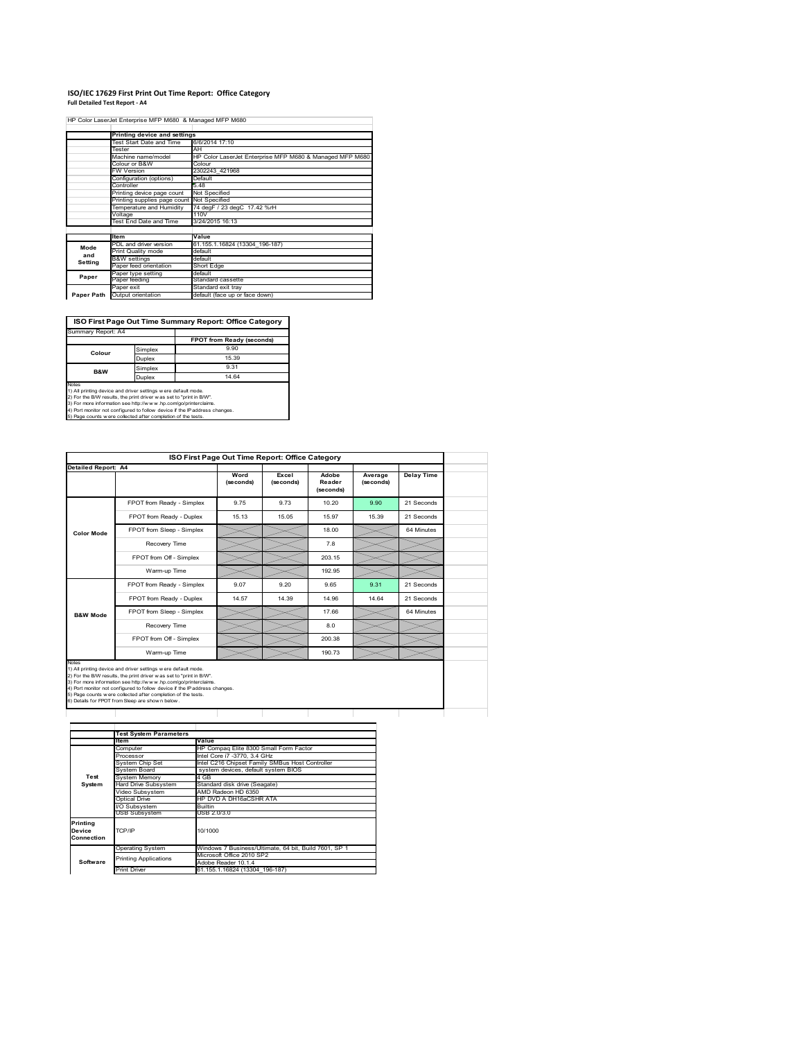# ISO/IEC 17629 First Print Out Time Report: Office Category

**Full Detailed Test Report - A4**

HP Color LaserJet Enterprise MFP M680 & Managed MFP M680

| | Printing device and settings | |
|---|---|---|
| | Test Start Date and Time | 6/6/2014 17:10 |
| | Tester | AH |
| | Machine name/model | HP Color LaserJet Enterprise MFP M680 & Managed MFP M680 |
| | Colour or B&W | Colour |
| | FW Version | 2302243_421968 |
| | Configuration (options) | Default |
| | Controller | 5.48 |
| | Printing device page count | Not Specified |
| | Printing supplies page count | Not Specified |
| | Temperature and Humidity | 74 degF / 23 degC 17.42 %rH |
| | Voltage | 110V |
| | Test End Date and Time | 3/24/2015 16:13 |

| | Item | Value |
|---|---|---|
| Mode and Setting | PDL and driver version | 61.155.1.16824 (13304_196-187) |
| | Print Quality mode | default |
| | B&W settings | default |
| | Paper feed orientation | Short Edge |
| Paper | Paper type setting | default |
| | Paper feeding | Standard cassette |
| | Paper exit | Standard exit tray |
| Paper Path | Output orientation | default (face up or face down) |

**ISO First Page Out Time Summary Report: Office Category**

| Summary Report: A4 | | FPOT from Ready (seconds) |
|---|---|---|
| Colour | Simplex | 9.90 |
| | Duplex | 15.39 |
| B&W | Simplex | 9.31 |
| | Duplex | 14.64 |

Notes
1) All printing device and driver settings were default mode.
2) For the B/W results, the print driver was set to "print in B/W".
3) For more information see http://www.hp.com/go/printerclaims.
4) Port monitor not configured to follow device if the IP address changes.
5) Page counts were collected after completion of the tests.

**ISO First Page Out Time Report: Office Category**

| Detailed Report: A4 | | Word (seconds) | Excel (seconds) | Adobe Reader (seconds) | Average (seconds) | Delay Time |
|---|---|---|---|---|---|---|
| Color Mode | FPOT from Ready - Simplex | 9.75 | 9.73 | 10.20 | 9.90 | 21 Seconds |
| | FPOT from Ready - Duplex | 15.13 | 15.05 | 15.97 | 15.39 | 21 Seconds |
| | FPOT from Sleep - Simplex | | | 18.00 | | 64 Minutes |
| | Recovery Time | | | 7.8 | | |
| | FPOT from Off - Simplex | | | 203.15 | | |
| | Warm-up Time | | | 192.95 | | |
| B&W Mode | FPOT from Ready - Simplex | 9.07 | 9.20 | 9.65 | 9.31 | 21 Seconds |
| | FPOT from Ready - Duplex | 14.57 | 14.39 | 14.96 | 14.64 | 21 Seconds |
| | FPOT from Sleep - Simplex | | | 17.66 | | 64 Minutes |
| | Recovery Time | | | 8.0 | | |
| | FPOT from Off - Simplex | | | 200.38 | | |
| | Warm-up Time | | | 190.73 | | |

Notes
1) All printing device and driver settings were default mode.
2) For the B/W results, the print driver was set to "print in B/W".
3) For more information see http://www.hp.com/go/printerclaims.
4) Port monitor not configured to follow device if the IP address changes.
5) Page counts were collected after completion of the tests.
6) Details for FPOT from Sleep are shown below.

| | Test System Parameters | |
|---|---|---|
| | Item | Value |
| Test System | Computer | HP Compaq Elite 8300 Small Form Factor |
| | Processor | Intel Core i7 -3770, 3.4 GHz |
| | System Chip Set | Intel C216 Chipset Family SMBus Host Controller |
| | System Board | system devices, default system BIOS |
| | System Memory | 4 GB |
| | Hard Drive Subsystem | Standard disk drive (Seagate) |
| | Video Subsystem | AMD Radeon HD 6350 |
| | Optical Drive | HP DVD A DH16aCSHR ATA |
| | I/O Subsystem | Builtin |
| | USB Subsystem | USB 2.0/3.0 |
| Printing Device Connection | TCP/IP | 10/1000 |
| Software | Operating System | Windows 7 Business/Ultimate, 64 bit, Build 7601, SP 1 |
| | Printing Applications | Microsoft Office 2010 SP2 |
| | | Adobe Reader 10.1.4 |
| | Print Driver | 61.155.1.16824 (13304_196-187) |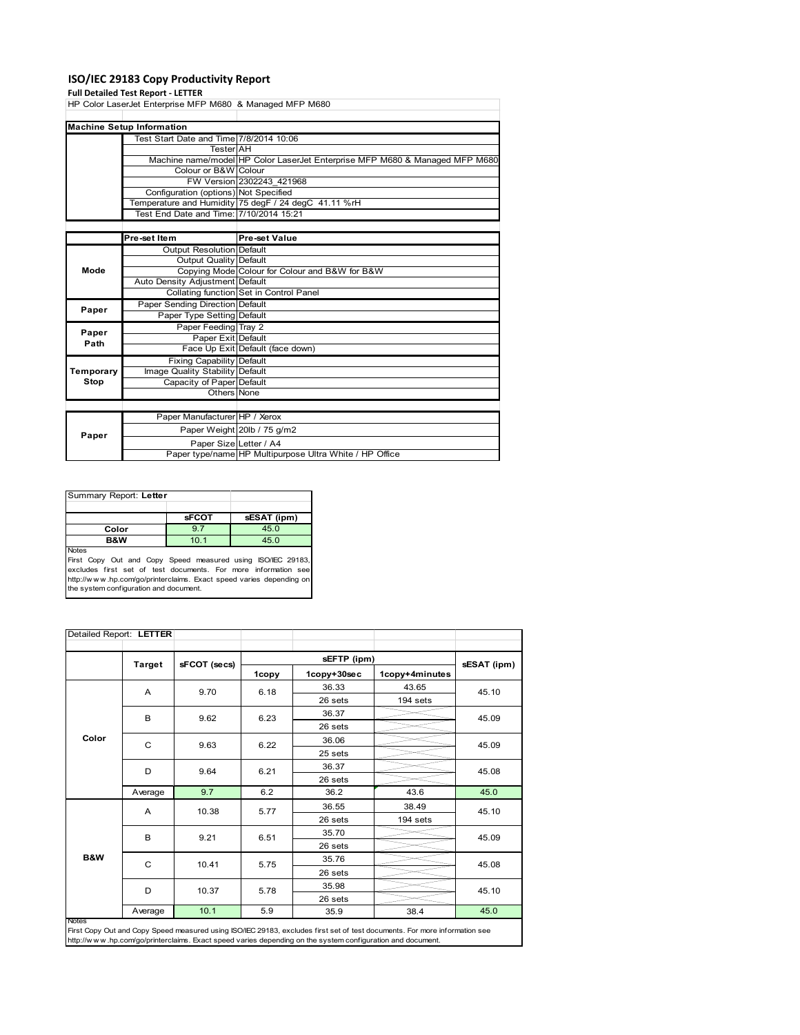# ISO/IEC 29183 Copy Productivity Report

**Full Detailed Test Report - LETTER**

HP Color LaserJet Enterprise MFP M680 & Managed MFP M680

| Machine Setup Information | | |
|---|---|---|
| | Test Start Date and Time | 7/8/2014 10:06 |
| | Tester | AH |
| | Machine name/model | HP Color LaserJet Enterprise MFP M680 & Managed MFP M680 |
| | Colour or B&W | Colour |
| | FW Version | 2302243_421968 |
| | Configuration (options) | Not Specified |
| | Temperature and Humidity | 75 degF / 24 degC 41.11 %rH |
| | Test End Date and Time: | 7/10/2014 15:21 |

| | Pre-set Item | Pre-set Value |
|---|---|---|
| Mode | Output Resolution | Default |
| | Output Quality | Default |
| | Copying Mode | Colour for Colour and B&W for B&W |
| | Auto Density Adjustment | Default |
| | Collating function | Set in Control Panel |
| Paper | Paper Sending Direction | Default |
| | Paper Type Setting | Default |
| Paper Path | Paper Feeding | Tray 2 |
| | Paper Exit | Default |
| | Face Up Exit | Default (face down) |
| Temporary Stop | Fixing Capability | Default |
| | Image Quality Stability | Default |
| | Capacity of Paper | Default |
| | Others | None |

| | | |
|---|---|---|
| Paper | Paper Manufacturer | HP / Xerox |
| | Paper Weight | 20lb / 75 g/m2 |
| | Paper Size | Letter / A4 |
| | Paper type/name | HP Multipurpose Ultra White / HP Office |

Summary Report: **Letter**

| | sFCOT | sESAT (ipm) |
|---|---|---|
| Color | 9.7 | 45.0 |
| B&W | 10.1 | 45.0 |

Notes
First Copy Out and Copy Speed measured using ISO/IEC 29183, excludes first set of test documents. For more information see http://www.hp.com/go/printerclaims. Exact speed varies depending on the system configuration and document.

Detailed Report: **LETTER**

| | Target | sFCOT (secs) | sEFTP (ipm) | | | sESAT (ipm) |
|---|---|---|---|---|---|---|
| | | | 1copy | 1copy+30sec | 1copy+4minutes | |
| Color | A | 9.70 | 6.18 | 36.33 / 26 sets | 43.65 / 194 sets | 45.10 |
| | B | 9.62 | 6.23 | 36.37 / 26 sets | | 45.09 |
| | C | 9.63 | 6.22 | 36.06 / 25 sets | | 45.09 |
| | D | 9.64 | 6.21 | 36.37 / 26 sets | | 45.08 |
| | Average | 9.7 | 6.2 | 36.2 | 43.6 | 45.0 |
| B&W | A | 10.38 | 5.77 | 36.55 / 26 sets | 38.49 / 194 sets | 45.10 |
| | B | 9.21 | 6.51 | 35.70 / 26 sets | | 45.09 |
| | C | 10.41 | 5.75 | 35.76 / 26 sets | | 45.08 |
| | D | 10.37 | 5.78 | 35.98 / 26 sets | | 45.10 |
| | Average | 10.1 | 5.9 | 35.9 | 38.4 | 45.0 |

Notes
First Copy Out and Copy Speed measured using ISO/IEC 29183, excludes first set of test documents. For more information see http://www.hp.com/go/printerclaims. Exact speed varies depending on the system configuration and document.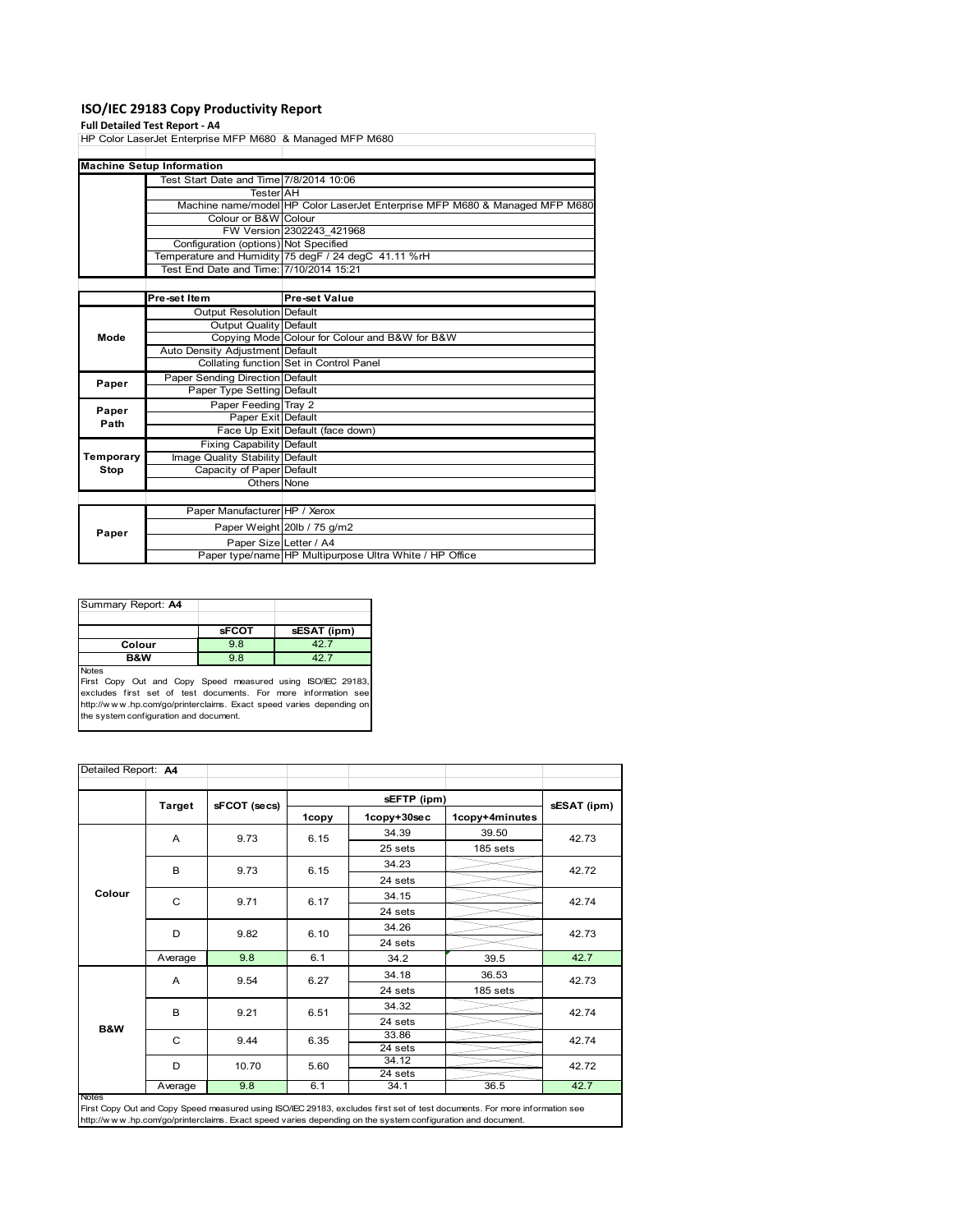# ISO/IEC 29183 Copy Productivity Report

**Full Detailed Test Report - A4**

HP Color LaserJet Enterprise MFP M680 & Managed MFP M680

| Machine Setup Information | | |
|---|---|---|
| | Test Start Date and Time | 7/8/2014 10:06 |
| | Tester | AH |
| | Machine name/model | HP Color LaserJet Enterprise MFP M680 & Managed MFP M680 |
| | Colour or B&W | Colour |
| | FW Version | 2302243_421968 |
| | Configuration (options) | Not Specified |
| | Temperature and Humidity | 75 degF / 24 degC 41.11 %rH |
| | Test End Date and Time: | 7/10/2014 15:21 |

| | Pre-set Item | Pre-set Value |
|---|---|---|
| Mode | Output Resolution | Default |
| | Output Quality | Default |
| | Copying Mode | Colour for Colour and B&W for B&W |
| | Auto Density Adjustment | Default |
| | Collating function | Set in Control Panel |
| Paper | Paper Sending Direction | Default |
| | Paper Type Setting | Default |
| Paper Path | Paper Feeding | Tray 2 |
| | Paper Exit | Default |
| | Face Up Exit | Default (face down) |
| Temporary Stop | Fixing Capability | Default |
| | Image Quality Stability | Default |
| | Capacity of Paper | Default |
| | Others | None |

| | | |
|---|---|---|
| Paper | Paper Manufacturer | HP / Xerox |
| | Paper Weight | 20lb / 75 g/m2 |
| | Paper Size | Letter / A4 |
| | Paper type/name | HP Multipurpose Ultra White / HP Office |

| Summary Report: **A4** | | |
|---|---|---|
| | **sFCOT** | **sESAT (ipm)** |
| **Colour** | 9.8 | 42.7 |
| **B&W** | 9.8 | 42.7 |

Notes

First Copy Out and Copy Speed measured using ISO/IEC 29183, excludes first set of test documents. For more information see http://www.hp.com/go/printerclaims. Exact speed varies depending on the system configuration and document.

| Detailed Report: **A4** | | | | | | |
|---|---|---|---|---|---|---|
| | **Target** | **sFCOT (secs)** | **sEFTP (ipm)** | | | **sESAT (ipm)** |
| | | | **1copy** | **1copy+30sec** | **1copy+4minutes** | |
| **Colour** | A | 9.73 | 6.15 | 34.39 | 39.50 | 42.73 |
| | | | | 25 sets | 185 sets | |
| | B | 9.73 | 6.15 | 34.23 | | 42.72 |
| | | | | 24 sets | | |
| | C | 9.71 | 6.17 | 34.15 | | 42.74 |
| | | | | 24 sets | | |
| | D | 9.82 | 6.10 | 34.26 | | 42.73 |
| | | | | 24 sets | | |
| | Average | 9.8 | 6.1 | 34.2 | 39.5 | 42.7 |
| **B&W** | A | 9.54 | 6.27 | 34.18 | 36.53 | 42.73 |
| | | | | 24 sets | 185 sets | |
| | B | 9.21 | 6.51 | 34.32 | | 42.74 |
| | | | | 24 sets | | |
| | C | 9.44 | 6.35 | 33.86 | | 42.74 |
| | | | | 24 sets | | |
| | D | 10.70 | 5.60 | 34.12 | | 42.72 |
| | | | | 24 sets | | |
| | Average | 9.8 | 6.1 | 34.1 | 36.5 | 42.7 |

Notes

First Copy Out and Copy Speed measured using ISO/IEC 29183, excludes first set of test documents. For more information see http://www.hp.com/go/printerclaims. Exact speed varies depending on the system configuration and document.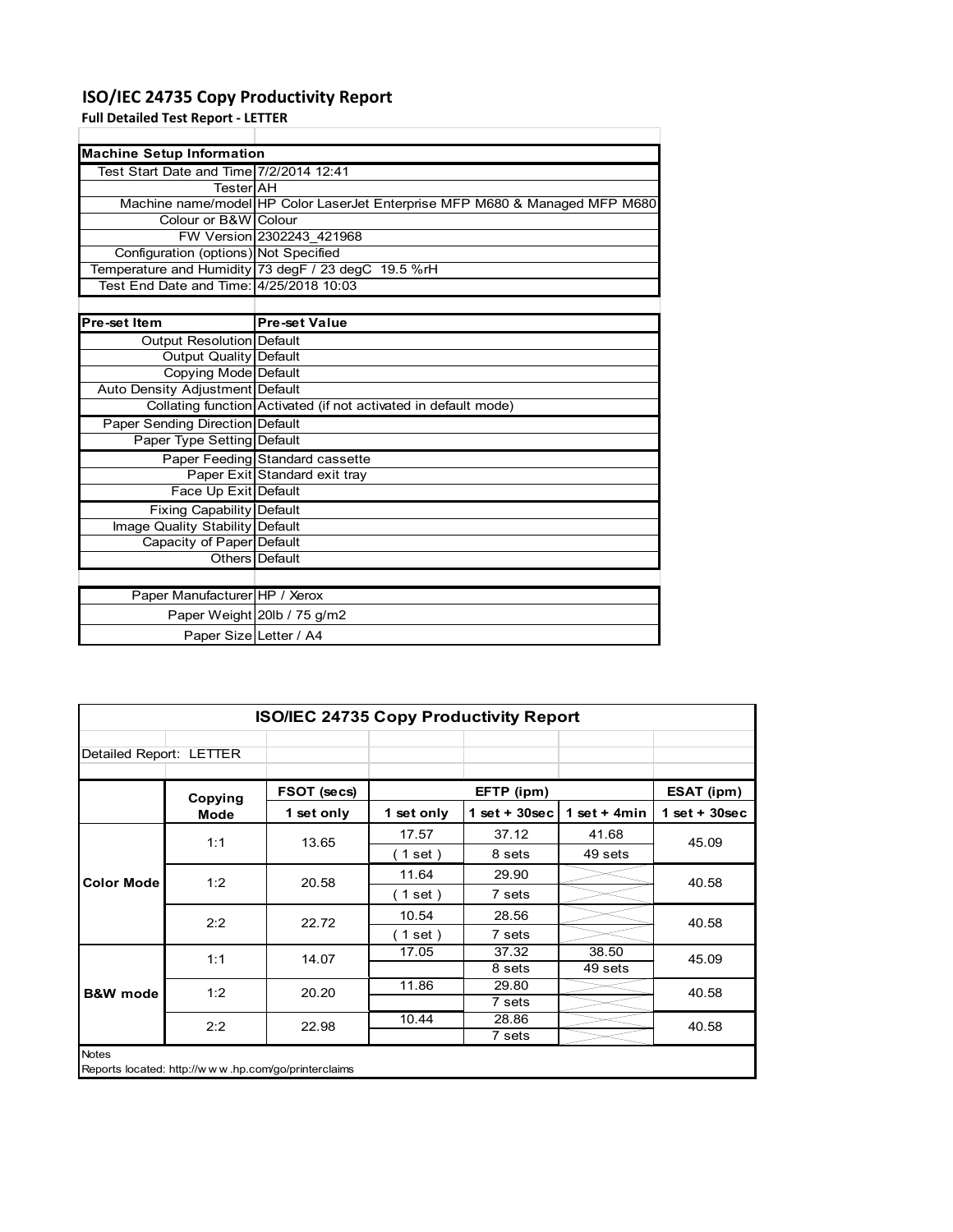# ISO/IEC 24735 Copy Productivity Report

**Full Detailed Test Report - LETTER**

| **Machine Setup Information** | |
|---|---|
| Test Start Date and Time | 7/2/2014 12:41 |
| Tester | AH |
| Machine name/model | HP Color LaserJet Enterprise MFP M680 & Managed MFP M680 |
| Colour or B&W | Colour |
| FW Version | 2302243_421968 |
| Configuration (options) | Not Specified |
| Temperature and Humidity | 73 degF / 23 degC 19.5 %rH |
| Test End Date and Time: | 4/25/2018 10:03 |

| **Pre-set Item** | **Pre-set Value** |
|---|---|
| Output Resolution | Default |
| Output Quality | Default |
| Copying Mode | Default |
| Auto Density Adjustment | Default |
| Collating function | Activated (if not activated in default mode) |
| Paper Sending Direction | Default |
| Paper Type Setting | Default |
| Paper Feeding | Standard cassette |
| Paper Exit | Standard exit tray |
| Face Up Exit | Default |
| Fixing Capability | Default |
| Image Quality Stability | Default |
| Capacity of Paper | Default |
| Others | Default |

| | |
|---|---|
| Paper Manufacturer | HP / Xerox |
| Paper Weight | 20lb / 75 g/m2 |
| Paper Size | Letter / A4 |

**ISO/IEC 24735 Copy Productivity Report**

Detailed Report: LETTER

| | Copying Mode | FSOT (secs) | EFTP (ipm) | | | ESAT (ipm) |
|---|---|---|---|---|---|---|
| | | 1 set only | 1 set only | 1 set + 30sec | 1 set + 4min | 1 set + 30sec |
| Color Mode | 1:1 | 13.65 | 17.57 | 37.12 | 41.68 | 45.09 |
| | | | ( 1 set ) | 8 sets | 49 sets | |
| | 1:2 | 20.58 | 11.64 | 29.90 | | 40.58 |
| | | | ( 1 set ) | 7 sets | | |
| | 2:2 | 22.72 | 10.54 | 28.56 | | 40.58 |
| | | | ( 1 set ) | 7 sets | | |
| B&W mode | 1:1 | 14.07 | 17.05 | 37.32 | 38.50 | 45.09 |
| | | | | 8 sets | 49 sets | |
| | 1:2 | 20.20 | 11.86 | 29.80 | | 40.58 |
| | | | | 7 sets | | |
| | 2:2 | 22.98 | 10.44 | 28.86 | | 40.58 |
| | | | | 7 sets | | |

Notes

Reports located: http://www.hp.com/go/printerclaims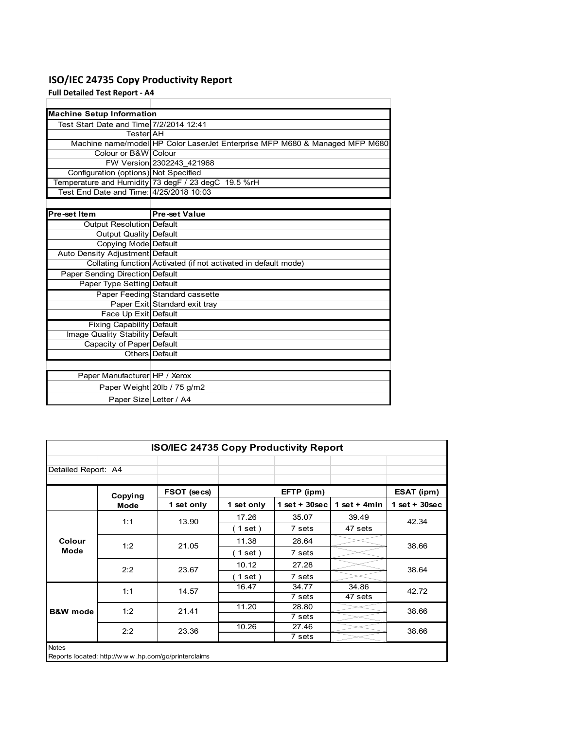# ISO/IEC 24735 Copy Productivity Report

**Full Detailed Test Report - A4**

| Machine Setup Information | |
|---|---|
| Test Start Date and Time | 7/2/2014 12:41 |
| Tester | AH |
| Machine name/model | HP Color LaserJet Enterprise MFP M680 & Managed MFP M680 |
| Colour or B&W | Colour |
| FW Version | 2302243_421968 |
| Configuration (options) | Not Specified |
| Temperature and Humidity | 73 degF / 23 degC 19.5 %rH |
| Test End Date and Time: | 4/25/2018 10:03 |

| Pre-set Item | Pre-set Value |
|---|---|
| Output Resolution | Default |
| Output Quality | Default |
| Copying Mode | Default |
| Auto Density Adjustment | Default |
| Collating function | Activated (if not activated in default mode) |
| Paper Sending Direction | Default |
| Paper Type Setting | Default |
| Paper Feeding | Standard cassette |
| Paper Exit | Standard exit tray |
| Face Up Exit | Default |
| Fixing Capability | Default |
| Image Quality Stability | Default |
| Capacity of Paper | Default |
| Others | Default |

| | |
|---|---|
| Paper Manufacturer | HP / Xerox |
| Paper Weight | 20lb / 75 g/m2 |
| Paper Size | Letter / A4 |

**ISO/IEC 24735 Copy Productivity Report**

Detailed Report: A4

| | Copying Mode | FSOT (secs) | EFTP (ipm) | | | ESAT (ipm) |
|---|---|---|---|---|---|---|
| | | 1 set only | 1 set only | 1 set + 30sec | 1 set + 4min | 1 set + 30sec |
| Colour Mode | 1:1 | 13.90 | 17.26 | 35.07 | 39.49 | 42.34 |
| | | | ( 1 set ) | 7 sets | 47 sets | |
| | 1:2 | 21.05 | 11.38 | 28.64 | | 38.66 |
| | | | ( 1 set ) | 7 sets | | |
| | 2:2 | 23.67 | 10.12 | 27.28 | | 38.64 |
| | | | ( 1 set ) | 7 sets | | |
| B&W mode | 1:1 | 14.57 | 16.47 | 34.77 | 34.86 | 42.72 |
| | | | | 7 sets | 47 sets | |
| | 1:2 | 21.41 | 11.20 | 28.80 | | 38.66 |
| | | | | 7 sets | | |
| | 2:2 | 23.36 | 10.26 | 27.46 | | 38.66 |
| | | | | 7 sets | | |

Notes

Reports located: http://w w w .hp.com/go/printerclaims